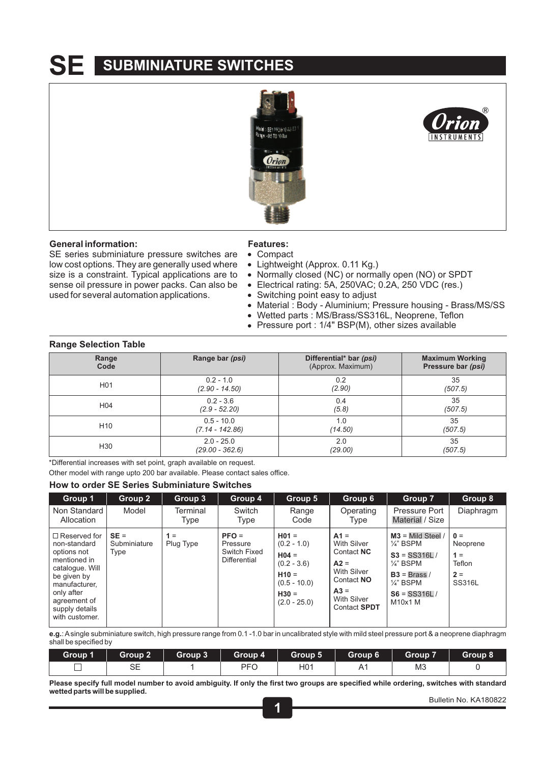# SE SUBMINIATURE SWITCHES

## General information:

SE series subminiature pressure switches are low cost options. They are generally used where size is a constraint. Typical applications are to sense oil pressure in power packs. Can also be used for several automation applications.

## Features:

- Compact
- Lightweight (Approx. 0.11 Kg.)
- Normally closed (NC) or normally open (NO) or SPDT
- Electrical rating: 5A, 250VAC; 0.2A, 250 VDC (res.)
- Switching point easy to adjust
- Material : Body - Aluminium; Pressure housing - Brass/MS/SS
- Wetted parts : MS/Brass/SS316L, Neoprene, Teflon
- Pressure port : 1/4" BSP(M), other sizes available

## Range Selection Table

| Range Code | Range bar *(psi)* | Differential* bar *(psi)* (Approx. Maximum) | Maximum Working Pressure bar *(psi)* |
|---|---|---|---|
| H01 | 0.2 - 1.0 *(2.90 - 14.50)* | 0.2 *(2.90)* | 35 *(507.5)* |
| H04 | 0.2 - 3.6 *(2.9 - 52.20)* | 0.4 *(5.8)* | 35 *(507.5)* |
| H10 | 0.5 - 10.0 *(7.14 - 142.86)* | 1.0 *(14.50)* | 35 *(507.5)* |
| H30 | 2.0 - 25.0 *(29.00 - 362.6)* | 2.0 *(29.00)* | 35 *(507.5)* |

*Differential increases with set point, graph available on request.

Other model with range upto 200 bar available. Please contact sales office.

## How to order SE Series Subminiature Switches

| Group 1 | Group 2 | Group 3 | Group 4 | Group 5 | Group 6 | Group 7 | Group 8 |
|---|---|---|---|---|---|---|---|
| Non Standard Allocation | Model | Terminal Type | Switch Type | Range Code | Operating Type | Pressure Port Material / Size | Diaphragm |
| ☐ Reserved for non-standard options not mentioned in catalogue. Will be given by manufacturer, only after agreement of supply details with customer. | **SE** = Subminiature Type | **1** = Plug Type | **PFO** = Pressure Switch Fixed Differential | **H01** = (0.2 - 1.0) **H04** = (0.2 - 3.6) **H10** = (0.5 - 10.0) **H30** = (2.0 - 25.0) | **A1** = With Silver Contact **NC** **A2** = With Silver Contact **NO** **A3** = With Silver Contact **SPDT** | **M3** = Mild Steel / ¼" BSPM **S3** = SS316L / ¼" BSPM **B3** = Brass / ¼" BSPM **S6** = SS316L / M10x1 M | **0** = Neoprene **1** = Teflon **2** = SS316L |

**e.g.**: A single subminiature switch, high pressure range from 0.1 -1.0 bar in uncalibrated style with mild steel pressure port & a neoprene diaphragm shall be specified by

| Group 1 | Group 2 | Group 3 | Group 4 | Group 5 | Group 6 | Group 7 | Group 8 |
|---|---|---|---|---|---|---|---|
| ☐ | SE | 1 | PFO | H01 | A1 | M3 | 0 |

**Please specify full model number to avoid ambiguity. If only the first two groups are specified while ordering, switches with standard wetted parts will be supplied.**

Bulletin No. KA180822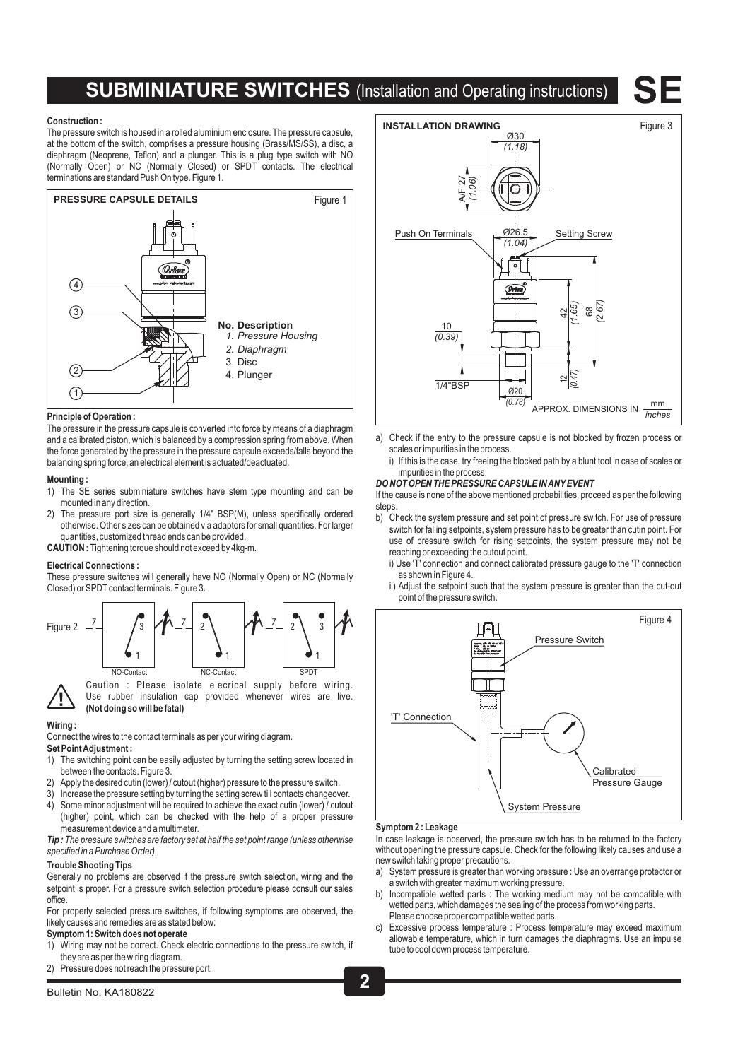# SUBMINIATURE SWITCHES (Installation and Operating instructions) SE

### Construction :

The pressure switch is housed in a rolled aluminium enclosure. The pressure capsule, at the bottom of the switch, comprises a pressure housing (Brass/MS/SS), a disc, a diaphragm (Neoprene, Teflon) and a plunger. This is a plug type switch with NO (Normally Open) or NC (Normally Closed) or SPDT contacts. The electrical terminations are standard Push On type. Figure 1.

PRESSURE CAPSULE DETAILS — Figure 1

No. Description
1. Pressure Housing
2. Diaphragm
3. Disc
4. Plunger

### Principle of Operation :

The pressure in the pressure capsule is converted into force by means of a diaphragm and a calibrated piston, which is balanced by a compression spring from above. When the force generated by the pressure in the pressure capsule exceeds/falls beyond the balancing spring force, an electrical element is actuated/deactuated.

### Mounting :

1) The SE series subminiature switches have stem type mounting and can be mounted in any direction.
2) The pressure port size is generally 1/4" BSP(M), unless specifically ordered otherwise. Other sizes can be obtained via adaptors for small quantities. For larger quantities, customized thread ends can be provided.

**CAUTION :** Tightening torque should not exceed by 4kg-m.

### Electrical Connections :

These pressure switches will generally have NO (Normally Open) or NC (Normally Closed) or SPDT contact terminals. Figure 3.

Figure 2

NO-Contact — NC-Contact — SPDT

Caution : Please isolate electrical supply before wiring. Use rubber insulation cap provided whenever wires are live. **(Not doing so will be fatal)**

### Wiring :

Connect the wires to the contact terminals as per your wiring diagram.

### Set Point Adjustment :

1) The switching point can be easily adjusted by turning the setting screw located in between the contacts. Figure 3.
2) Apply the desired cutin (lower) / cutout (higher) pressure to the pressure switch.
3) Increase the pressure setting by turning the setting screw till contacts changeover.
4) Some minor adjustment will be required to achieve the exact cutin (lower) / cutout (higher) point, which can be checked with the help of a proper pressure measurement device and a multimeter.

***Tip :*** *The pressure switches are factory set at half the set point range (unless otherwise specified in a Purchase Order).*

### Trouble Shooting Tips

Generally no problems are observed if the pressure switch selection, wiring and the setpoint is proper. For a pressure switch selection procedure please consult our sales office.

For properly selected pressure switches, if following symptoms are observed, the likely causes and remedies are as stated below:

**Symptom 1: Switch does not operate**

1) Wiring may not be correct. Check electric connections to the pressure switch, if they are as per the wiring diagram.
2) Pressure does not reach the pressure port.

INSTALLATION DRAWING — Figure 3

Ø30 (1.18)
A/F 27 (1.06)
Push On Terminals
Ø26.5 (1.04)
Setting Screw
10 (0.39)
42 (1.65)
68 (2.67)
12 (0.47)
1/4"BSP
Ø20 (0.78)
APPROX. DIMENSIONS IN mm / inches

a) Check if the entry to the pressure capsule is not blocked by frozen process or scales or impurities in the process.
   i) If this is the case, try freeing the blocked path by a blunt tool in case of scales or impurities in the process.

***DO NOT OPEN THE PRESSURE CAPSULE IN ANY EVENT***

If the cause is none of the above mentioned probabilities, proceed as per the following steps.

b) Check the system pressure and set point of pressure switch. For use of pressure switch for falling setpoints, system pressure has to be greater than cutin point. For use of pressure switch for rising setpoints, the system pressure may not be reaching or exceeding the cutout point.
   i) Use 'T' connection and connect calibrated pressure gauge to the 'T' connection as shown in Figure 4.
   ii) Adjust the setpoint such that the system pressure is greater than the cut-out point of the pressure switch.

Figure 4

Pressure Switch
'T' Connection
Calibrated Pressure Gauge
System Pressure

**Symptom 2 : Leakage**

In case leakage is observed, the pressure switch has to be returned to the factory without opening the pressure capsule. Check for the following likely causes and use a new switch taking proper precautions.

a) System pressure is greater than working pressure : Use an overrange protector or a switch with greater maximum working pressure.
b) Incompatible wetted parts : The working medium may not be compatible with wetted parts, which damages the sealing of the process from working parts. Please choose proper compatible wetted parts.
c) Excessive process temperature : Process temperature may exceed maximum allowable temperature, which in turn damages the diaphragms. Use an impulse tube to cool down process temperature.

Bulletin No. KA180822